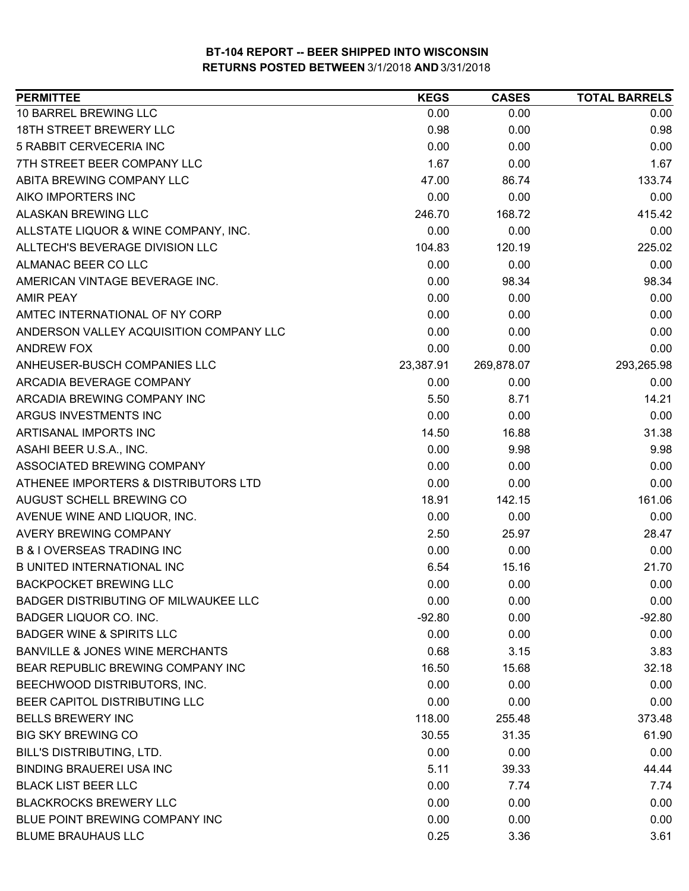# BT-104 REPORT -- BEER SHIPPED INTO WISCONSIN
## RETURNS POSTED BETWEEN 3/1/2018 AND 3/31/2018

| PERMITTEE | KEGS | CASES | TOTAL BARRELS |
|---|---|---|---|
| 10 BARREL BREWING LLC | 0.00 | 0.00 | 0.00 |
| 18TH STREET BREWERY LLC | 0.98 | 0.00 | 0.98 |
| 5 RABBIT CERVECERIA INC | 0.00 | 0.00 | 0.00 |
| 7TH STREET BEER COMPANY LLC | 1.67 | 0.00 | 1.67 |
| ABITA BREWING COMPANY LLC | 47.00 | 86.74 | 133.74 |
| AIKO IMPORTERS INC | 0.00 | 0.00 | 0.00 |
| ALASKAN BREWING LLC | 246.70 | 168.72 | 415.42 |
| ALLSTATE LIQUOR & WINE COMPANY, INC. | 0.00 | 0.00 | 0.00 |
| ALLTECH'S BEVERAGE DIVISION LLC | 104.83 | 120.19 | 225.02 |
| ALMANAC BEER CO LLC | 0.00 | 0.00 | 0.00 |
| AMERICAN VINTAGE BEVERAGE INC. | 0.00 | 98.34 | 98.34 |
| AMIR PEAY | 0.00 | 0.00 | 0.00 |
| AMTEC INTERNATIONAL OF NY CORP | 0.00 | 0.00 | 0.00 |
| ANDERSON VALLEY ACQUISITION COMPANY LLC | 0.00 | 0.00 | 0.00 |
| ANDREW FOX | 0.00 | 0.00 | 0.00 |
| ANHEUSER-BUSCH COMPANIES LLC | 23,387.91 | 269,878.07 | 293,265.98 |
| ARCADIA BEVERAGE COMPANY | 0.00 | 0.00 | 0.00 |
| ARCADIA BREWING COMPANY INC | 5.50 | 8.71 | 14.21 |
| ARGUS INVESTMENTS INC | 0.00 | 0.00 | 0.00 |
| ARTISANAL IMPORTS INC | 14.50 | 16.88 | 31.38 |
| ASAHI BEER U.S.A., INC. | 0.00 | 9.98 | 9.98 |
| ASSOCIATED BREWING COMPANY | 0.00 | 0.00 | 0.00 |
| ATHENEE IMPORTERS & DISTRIBUTORS LTD | 0.00 | 0.00 | 0.00 |
| AUGUST SCHELL BREWING CO | 18.91 | 142.15 | 161.06 |
| AVENUE WINE AND LIQUOR, INC. | 0.00 | 0.00 | 0.00 |
| AVERY BREWING COMPANY | 2.50 | 25.97 | 28.47 |
| B & I OVERSEAS TRADING INC | 0.00 | 0.00 | 0.00 |
| B UNITED INTERNATIONAL INC | 6.54 | 15.16 | 21.70 |
| BACKPOCKET BREWING LLC | 0.00 | 0.00 | 0.00 |
| BADGER DISTRIBUTING OF MILWAUKEE LLC | 0.00 | 0.00 | 0.00 |
| BADGER LIQUOR CO. INC. | -92.80 | 0.00 | -92.80 |
| BADGER WINE & SPIRITS LLC | 0.00 | 0.00 | 0.00 |
| BANVILLE & JONES WINE MERCHANTS | 0.68 | 3.15 | 3.83 |
| BEAR REPUBLIC BREWING COMPANY INC | 16.50 | 15.68 | 32.18 |
| BEECHWOOD DISTRIBUTORS, INC. | 0.00 | 0.00 | 0.00 |
| BEER CAPITOL DISTRIBUTING LLC | 0.00 | 0.00 | 0.00 |
| BELLS BREWERY INC | 118.00 | 255.48 | 373.48 |
| BIG SKY BREWING CO | 30.55 | 31.35 | 61.90 |
| BILL'S DISTRIBUTING, LTD. | 0.00 | 0.00 | 0.00 |
| BINDING BRAUEREI USA INC | 5.11 | 39.33 | 44.44 |
| BLACK LIST BEER LLC | 0.00 | 7.74 | 7.74 |
| BLACKROCKS BREWERY LLC | 0.00 | 0.00 | 0.00 |
| BLUE POINT BREWING COMPANY INC | 0.00 | 0.00 | 0.00 |
| BLUME BRAUHAUS LLC | 0.25 | 3.36 | 3.61 |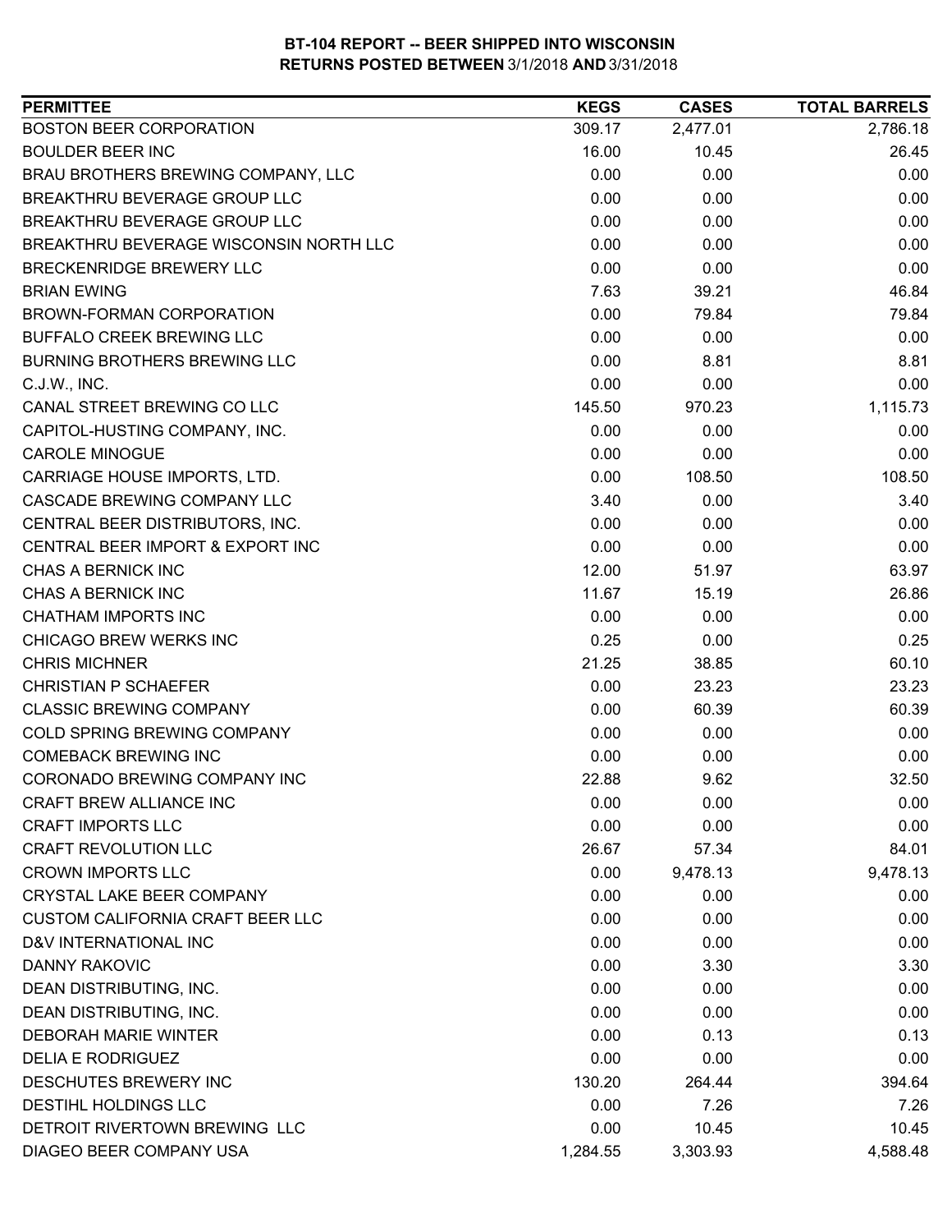**BT-104 REPORT -- BEER SHIPPED INTO WISCONSIN**
**RETURNS POSTED BETWEEN 3/1/2018 AND 3/31/2018**

| PERMITTEE | KEGS | CASES | TOTAL BARRELS |
|---|---|---|---|
| BOSTON BEER CORPORATION | 309.17 | 2,477.01 | 2,786.18 |
| BOULDER BEER INC | 16.00 | 10.45 | 26.45 |
| BRAU BROTHERS BREWING COMPANY, LLC | 0.00 | 0.00 | 0.00 |
| BREAKTHRU BEVERAGE GROUP LLC | 0.00 | 0.00 | 0.00 |
| BREAKTHRU BEVERAGE GROUP LLC | 0.00 | 0.00 | 0.00 |
| BREAKTHRU BEVERAGE WISCONSIN NORTH LLC | 0.00 | 0.00 | 0.00 |
| BRECKENRIDGE BREWERY LLC | 0.00 | 0.00 | 0.00 |
| BRIAN EWING | 7.63 | 39.21 | 46.84 |
| BROWN-FORMAN CORPORATION | 0.00 | 79.84 | 79.84 |
| BUFFALO CREEK BREWING LLC | 0.00 | 0.00 | 0.00 |
| BURNING BROTHERS BREWING LLC | 0.00 | 8.81 | 8.81 |
| C.J.W., INC. | 0.00 | 0.00 | 0.00 |
| CANAL STREET BREWING CO LLC | 145.50 | 970.23 | 1,115.73 |
| CAPITOL-HUSTING COMPANY, INC. | 0.00 | 0.00 | 0.00 |
| CAROLE MINOGUE | 0.00 | 0.00 | 0.00 |
| CARRIAGE HOUSE IMPORTS, LTD. | 0.00 | 108.50 | 108.50 |
| CASCADE BREWING COMPANY LLC | 3.40 | 0.00 | 3.40 |
| CENTRAL BEER DISTRIBUTORS, INC. | 0.00 | 0.00 | 0.00 |
| CENTRAL BEER IMPORT & EXPORT INC | 0.00 | 0.00 | 0.00 |
| CHAS A BERNICK INC | 12.00 | 51.97 | 63.97 |
| CHAS A BERNICK INC | 11.67 | 15.19 | 26.86 |
| CHATHAM IMPORTS INC | 0.00 | 0.00 | 0.00 |
| CHICAGO BREW WERKS INC | 0.25 | 0.00 | 0.25 |
| CHRIS MICHNER | 21.25 | 38.85 | 60.10 |
| CHRISTIAN P SCHAEFER | 0.00 | 23.23 | 23.23 |
| CLASSIC BREWING COMPANY | 0.00 | 60.39 | 60.39 |
| COLD SPRING BREWING COMPANY | 0.00 | 0.00 | 0.00 |
| COMEBACK BREWING INC | 0.00 | 0.00 | 0.00 |
| CORONADO BREWING COMPANY INC | 22.88 | 9.62 | 32.50 |
| CRAFT BREW ALLIANCE INC | 0.00 | 0.00 | 0.00 |
| CRAFT IMPORTS LLC | 0.00 | 0.00 | 0.00 |
| CRAFT REVOLUTION LLC | 26.67 | 57.34 | 84.01 |
| CROWN IMPORTS LLC | 0.00 | 9,478.13 | 9,478.13 |
| CRYSTAL LAKE BEER COMPANY | 0.00 | 0.00 | 0.00 |
| CUSTOM CALIFORNIA CRAFT BEER LLC | 0.00 | 0.00 | 0.00 |
| D&V INTERNATIONAL INC | 0.00 | 0.00 | 0.00 |
| DANNY RAKOVIC | 0.00 | 3.30 | 3.30 |
| DEAN DISTRIBUTING, INC. | 0.00 | 0.00 | 0.00 |
| DEAN DISTRIBUTING, INC. | 0.00 | 0.00 | 0.00 |
| DEBORAH MARIE WINTER | 0.00 | 0.13 | 0.13 |
| DELIA E RODRIGUEZ | 0.00 | 0.00 | 0.00 |
| DESCHUTES BREWERY INC | 130.20 | 264.44 | 394.64 |
| DESTIHL HOLDINGS LLC | 0.00 | 7.26 | 7.26 |
| DETROIT RIVERTOWN BREWING LLC | 0.00 | 10.45 | 10.45 |
| DIAGEO BEER COMPANY USA | 1,284.55 | 3,303.93 | 4,588.48 |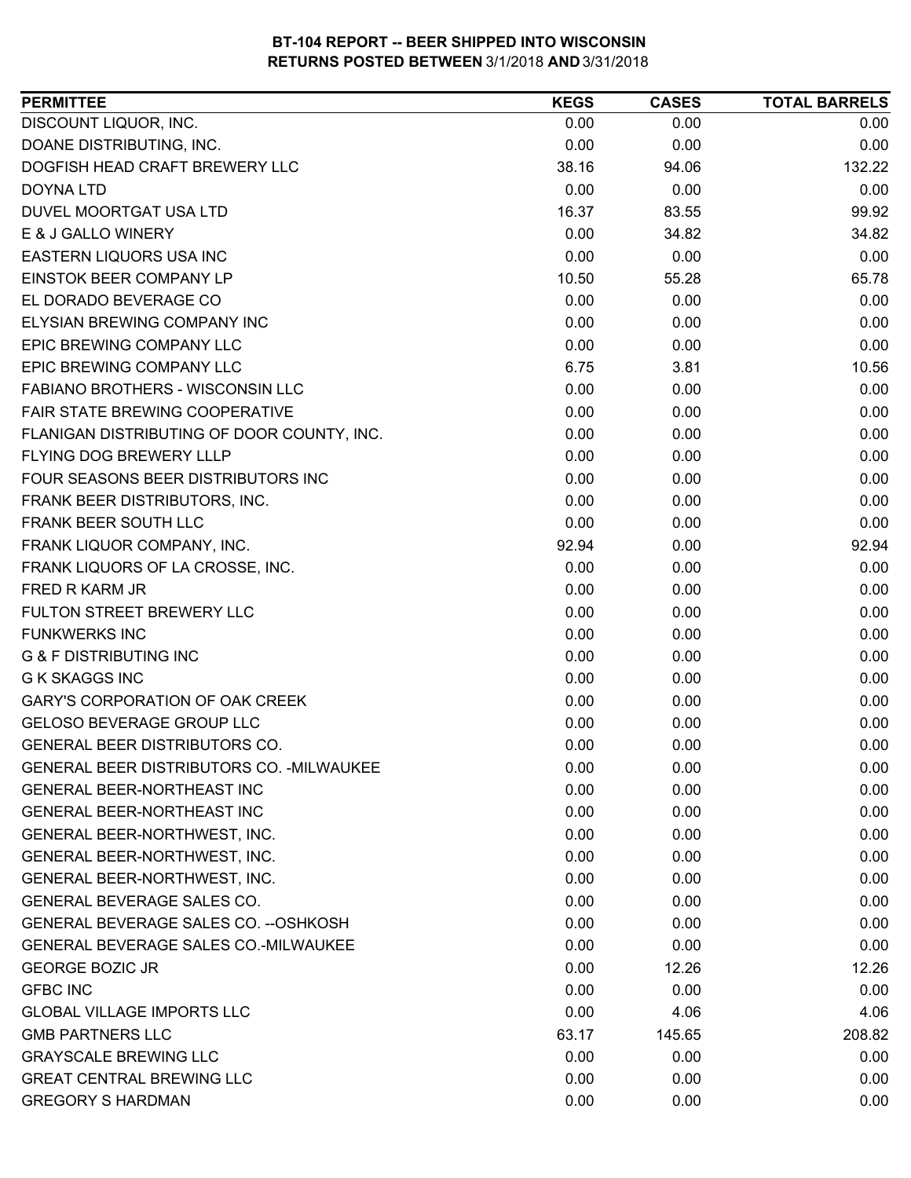**BT-104 REPORT -- BEER SHIPPED INTO WISCONSIN**
**RETURNS POSTED BETWEEN 3/1/2018 AND 3/31/2018**

| PERMITTEE | KEGS | CASES | TOTAL BARRELS |
|---|---|---|---|
| DISCOUNT LIQUOR, INC. | 0.00 | 0.00 | 0.00 |
| DOANE DISTRIBUTING, INC. | 0.00 | 0.00 | 0.00 |
| DOGFISH HEAD CRAFT BREWERY LLC | 38.16 | 94.06 | 132.22 |
| DOYNA LTD | 0.00 | 0.00 | 0.00 |
| DUVEL MOORTGAT USA LTD | 16.37 | 83.55 | 99.92 |
| E & J GALLO WINERY | 0.00 | 34.82 | 34.82 |
| EASTERN LIQUORS USA INC | 0.00 | 0.00 | 0.00 |
| EINSTOK BEER COMPANY LP | 10.50 | 55.28 | 65.78 |
| EL DORADO BEVERAGE CO | 0.00 | 0.00 | 0.00 |
| ELYSIAN BREWING COMPANY INC | 0.00 | 0.00 | 0.00 |
| EPIC BREWING COMPANY LLC | 0.00 | 0.00 | 0.00 |
| EPIC BREWING COMPANY LLC | 6.75 | 3.81 | 10.56 |
| FABIANO BROTHERS - WISCONSIN LLC | 0.00 | 0.00 | 0.00 |
| FAIR STATE BREWING COOPERATIVE | 0.00 | 0.00 | 0.00 |
| FLANIGAN DISTRIBUTING OF DOOR COUNTY, INC. | 0.00 | 0.00 | 0.00 |
| FLYING DOG BREWERY LLLP | 0.00 | 0.00 | 0.00 |
| FOUR SEASONS BEER DISTRIBUTORS INC | 0.00 | 0.00 | 0.00 |
| FRANK BEER DISTRIBUTORS, INC. | 0.00 | 0.00 | 0.00 |
| FRANK BEER SOUTH LLC | 0.00 | 0.00 | 0.00 |
| FRANK LIQUOR COMPANY, INC. | 92.94 | 0.00 | 92.94 |
| FRANK LIQUORS OF LA CROSSE, INC. | 0.00 | 0.00 | 0.00 |
| FRED R KARM JR | 0.00 | 0.00 | 0.00 |
| FULTON STREET BREWERY LLC | 0.00 | 0.00 | 0.00 |
| FUNKWERKS INC | 0.00 | 0.00 | 0.00 |
| G & F DISTRIBUTING INC | 0.00 | 0.00 | 0.00 |
| G K SKAGGS INC | 0.00 | 0.00 | 0.00 |
| GARY'S CORPORATION OF OAK CREEK | 0.00 | 0.00 | 0.00 |
| GELOSO BEVERAGE GROUP LLC | 0.00 | 0.00 | 0.00 |
| GENERAL BEER DISTRIBUTORS CO. | 0.00 | 0.00 | 0.00 |
| GENERAL BEER DISTRIBUTORS CO. -MILWAUKEE | 0.00 | 0.00 | 0.00 |
| GENERAL BEER-NORTHEAST INC | 0.00 | 0.00 | 0.00 |
| GENERAL BEER-NORTHEAST INC | 0.00 | 0.00 | 0.00 |
| GENERAL BEER-NORTHWEST, INC. | 0.00 | 0.00 | 0.00 |
| GENERAL BEER-NORTHWEST, INC. | 0.00 | 0.00 | 0.00 |
| GENERAL BEER-NORTHWEST, INC. | 0.00 | 0.00 | 0.00 |
| GENERAL BEVERAGE SALES CO. | 0.00 | 0.00 | 0.00 |
| GENERAL BEVERAGE SALES CO. --OSHKOSH | 0.00 | 0.00 | 0.00 |
| GENERAL BEVERAGE SALES CO.-MILWAUKEE | 0.00 | 0.00 | 0.00 |
| GEORGE BOZIC JR | 0.00 | 12.26 | 12.26 |
| GFBC INC | 0.00 | 0.00 | 0.00 |
| GLOBAL VILLAGE IMPORTS LLC | 0.00 | 4.06 | 4.06 |
| GMB PARTNERS LLC | 63.17 | 145.65 | 208.82 |
| GRAYSCALE BREWING LLC | 0.00 | 0.00 | 0.00 |
| GREAT CENTRAL BREWING LLC | 0.00 | 0.00 | 0.00 |
| GREGORY S HARDMAN | 0.00 | 0.00 | 0.00 |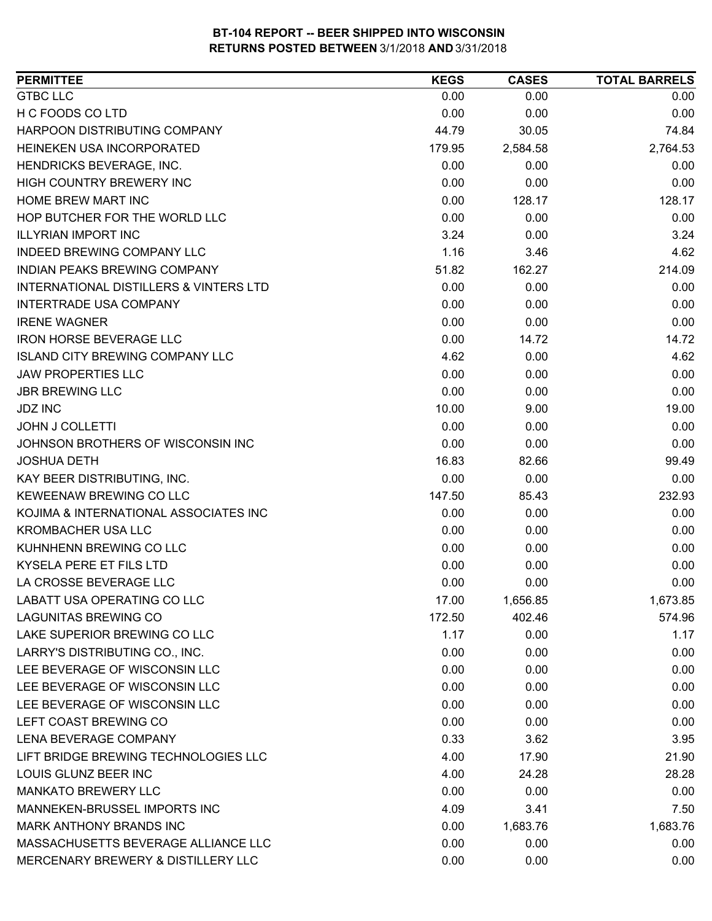**BT-104 REPORT -- BEER SHIPPED INTO WISCONSIN**
**RETURNS POSTED BETWEEN 3/1/2018 AND 3/31/2018**

| PERMITTEE | KEGS | CASES | TOTAL BARRELS |
|---|---|---|---|
| GTBC LLC | 0.00 | 0.00 | 0.00 |
| H C FOODS CO LTD | 0.00 | 0.00 | 0.00 |
| HARPOON DISTRIBUTING COMPANY | 44.79 | 30.05 | 74.84 |
| HEINEKEN USA INCORPORATED | 179.95 | 2,584.58 | 2,764.53 |
| HENDRICKS BEVERAGE, INC. | 0.00 | 0.00 | 0.00 |
| HIGH COUNTRY BREWERY INC | 0.00 | 0.00 | 0.00 |
| HOME BREW MART INC | 0.00 | 128.17 | 128.17 |
| HOP BUTCHER FOR THE WORLD LLC | 0.00 | 0.00 | 0.00 |
| ILLYRIAN IMPORT INC | 3.24 | 0.00 | 3.24 |
| INDEED BREWING COMPANY LLC | 1.16 | 3.46 | 4.62 |
| INDIAN PEAKS BREWING COMPANY | 51.82 | 162.27 | 214.09 |
| INTERNATIONAL DISTILLERS & VINTERS LTD | 0.00 | 0.00 | 0.00 |
| INTERTRADE USA COMPANY | 0.00 | 0.00 | 0.00 |
| IRENE WAGNER | 0.00 | 0.00 | 0.00 |
| IRON HORSE BEVERAGE LLC | 0.00 | 14.72 | 14.72 |
| ISLAND CITY BREWING COMPANY LLC | 4.62 | 0.00 | 4.62 |
| JAW PROPERTIES LLC | 0.00 | 0.00 | 0.00 |
| JBR BREWING LLC | 0.00 | 0.00 | 0.00 |
| JDZ INC | 10.00 | 9.00 | 19.00 |
| JOHN J COLLETTI | 0.00 | 0.00 | 0.00 |
| JOHNSON BROTHERS OF WISCONSIN INC | 0.00 | 0.00 | 0.00 |
| JOSHUA DETH | 16.83 | 82.66 | 99.49 |
| KAY BEER DISTRIBUTING, INC. | 0.00 | 0.00 | 0.00 |
| KEWEENAW BREWING CO LLC | 147.50 | 85.43 | 232.93 |
| KOJIMA & INTERNATIONAL ASSOCIATES INC | 0.00 | 0.00 | 0.00 |
| KROMBACHER USA LLC | 0.00 | 0.00 | 0.00 |
| KUHNHENN BREWING CO LLC | 0.00 | 0.00 | 0.00 |
| KYSELA PERE ET FILS LTD | 0.00 | 0.00 | 0.00 |
| LA CROSSE BEVERAGE LLC | 0.00 | 0.00 | 0.00 |
| LABATT USA OPERATING CO LLC | 17.00 | 1,656.85 | 1,673.85 |
| LAGUNITAS BREWING CO | 172.50 | 402.46 | 574.96 |
| LAKE SUPERIOR BREWING CO LLC | 1.17 | 0.00 | 1.17 |
| LARRY'S DISTRIBUTING CO., INC. | 0.00 | 0.00 | 0.00 |
| LEE BEVERAGE OF WISCONSIN LLC | 0.00 | 0.00 | 0.00 |
| LEE BEVERAGE OF WISCONSIN LLC | 0.00 | 0.00 | 0.00 |
| LEE BEVERAGE OF WISCONSIN LLC | 0.00 | 0.00 | 0.00 |
| LEFT COAST BREWING CO | 0.00 | 0.00 | 0.00 |
| LENA BEVERAGE COMPANY | 0.33 | 3.62 | 3.95 |
| LIFT BRIDGE BREWING TECHNOLOGIES LLC | 4.00 | 17.90 | 21.90 |
| LOUIS GLUNZ BEER INC | 4.00 | 24.28 | 28.28 |
| MANKATO BREWERY LLC | 0.00 | 0.00 | 0.00 |
| MANNEKEN-BRUSSEL IMPORTS INC | 4.09 | 3.41 | 7.50 |
| MARK ANTHONY BRANDS INC | 0.00 | 1,683.76 | 1,683.76 |
| MASSACHUSETTS BEVERAGE ALLIANCE LLC | 0.00 | 0.00 | 0.00 |
| MERCENARY BREWERY & DISTILLERY LLC | 0.00 | 0.00 | 0.00 |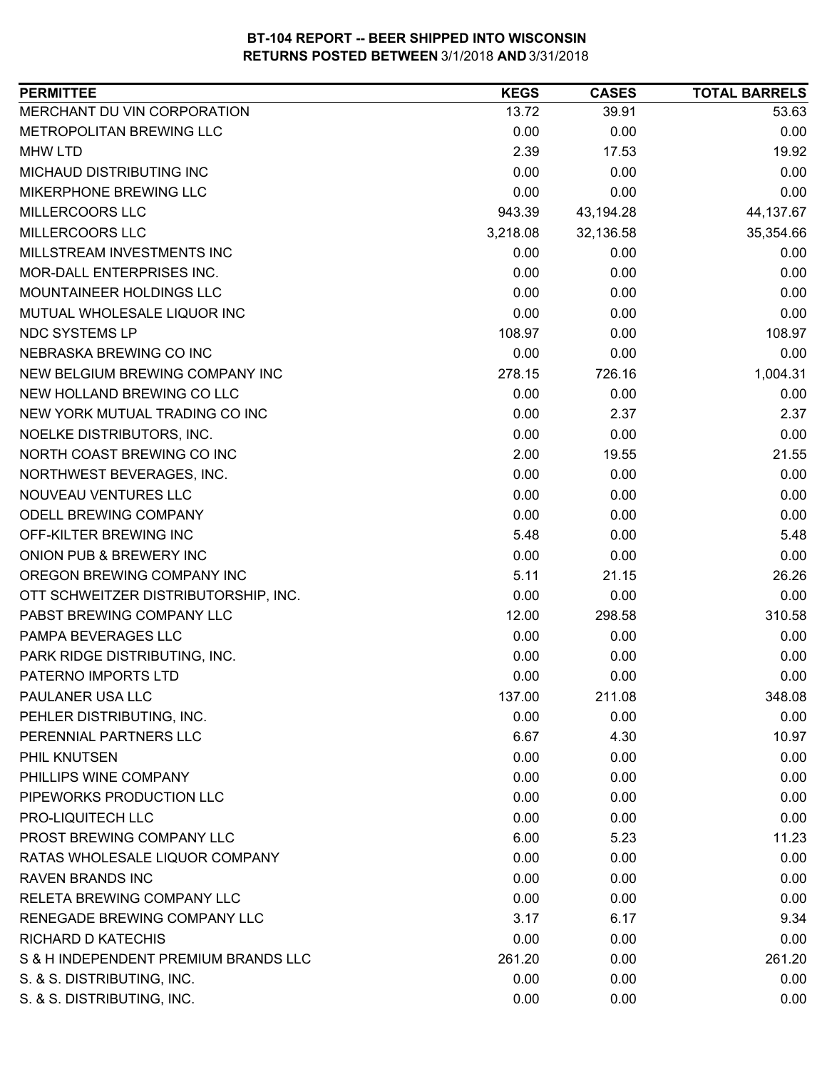**BT-104 REPORT -- BEER SHIPPED INTO WISCONSIN**
**RETURNS POSTED BETWEEN 3/1/2018 AND 3/31/2018**

| PERMITTEE | KEGS | CASES | TOTAL BARRELS |
| --- | --- | --- | --- |
| MERCHANT DU VIN CORPORATION | 13.72 | 39.91 | 53.63 |
| METROPOLITAN BREWING LLC | 0.00 | 0.00 | 0.00 |
| MHW LTD | 2.39 | 17.53 | 19.92 |
| MICHAUD DISTRIBUTING INC | 0.00 | 0.00 | 0.00 |
| MIKERPHONE BREWING LLC | 0.00 | 0.00 | 0.00 |
| MILLERCOORS LLC | 943.39 | 43,194.28 | 44,137.67 |
| MILLERCOORS LLC | 3,218.08 | 32,136.58 | 35,354.66 |
| MILLSTREAM INVESTMENTS INC | 0.00 | 0.00 | 0.00 |
| MOR-DALL ENTERPRISES INC. | 0.00 | 0.00 | 0.00 |
| MOUNTAINEER HOLDINGS LLC | 0.00 | 0.00 | 0.00 |
| MUTUAL WHOLESALE LIQUOR INC | 0.00 | 0.00 | 0.00 |
| NDC SYSTEMS LP | 108.97 | 0.00 | 108.97 |
| NEBRASKA BREWING CO INC | 0.00 | 0.00 | 0.00 |
| NEW BELGIUM BREWING COMPANY INC | 278.15 | 726.16 | 1,004.31 |
| NEW HOLLAND BREWING CO LLC | 0.00 | 0.00 | 0.00 |
| NEW YORK MUTUAL TRADING CO INC | 0.00 | 2.37 | 2.37 |
| NOELKE DISTRIBUTORS, INC. | 0.00 | 0.00 | 0.00 |
| NORTH COAST BREWING CO INC | 2.00 | 19.55 | 21.55 |
| NORTHWEST BEVERAGES, INC. | 0.00 | 0.00 | 0.00 |
| NOUVEAU VENTURES LLC | 0.00 | 0.00 | 0.00 |
| ODELL BREWING COMPANY | 0.00 | 0.00 | 0.00 |
| OFF-KILTER BREWING INC | 5.48 | 0.00 | 5.48 |
| ONION PUB & BREWERY INC | 0.00 | 0.00 | 0.00 |
| OREGON BREWING COMPANY INC | 5.11 | 21.15 | 26.26 |
| OTT SCHWEITZER DISTRIBUTORSHIP, INC. | 0.00 | 0.00 | 0.00 |
| PABST BREWING COMPANY LLC | 12.00 | 298.58 | 310.58 |
| PAMPA BEVERAGES LLC | 0.00 | 0.00 | 0.00 |
| PARK RIDGE DISTRIBUTING, INC. | 0.00 | 0.00 | 0.00 |
| PATERNO IMPORTS LTD | 0.00 | 0.00 | 0.00 |
| PAULANER USA LLC | 137.00 | 211.08 | 348.08 |
| PEHLER DISTRIBUTING, INC. | 0.00 | 0.00 | 0.00 |
| PERENNIAL PARTNERS LLC | 6.67 | 4.30 | 10.97 |
| PHIL KNUTSEN | 0.00 | 0.00 | 0.00 |
| PHILLIPS WINE COMPANY | 0.00 | 0.00 | 0.00 |
| PIPEWORKS PRODUCTION LLC | 0.00 | 0.00 | 0.00 |
| PRO-LIQUITECH LLC | 0.00 | 0.00 | 0.00 |
| PROST BREWING COMPANY LLC | 6.00 | 5.23 | 11.23 |
| RATAS WHOLESALE LIQUOR COMPANY | 0.00 | 0.00 | 0.00 |
| RAVEN BRANDS INC | 0.00 | 0.00 | 0.00 |
| RELETA BREWING COMPANY LLC | 0.00 | 0.00 | 0.00 |
| RENEGADE BREWING COMPANY LLC | 3.17 | 6.17 | 9.34 |
| RICHARD D KATECHIS | 0.00 | 0.00 | 0.00 |
| S & H INDEPENDENT PREMIUM BRANDS LLC | 261.20 | 0.00 | 261.20 |
| S. & S. DISTRIBUTING, INC. | 0.00 | 0.00 | 0.00 |
| S. & S. DISTRIBUTING, INC. | 0.00 | 0.00 | 0.00 |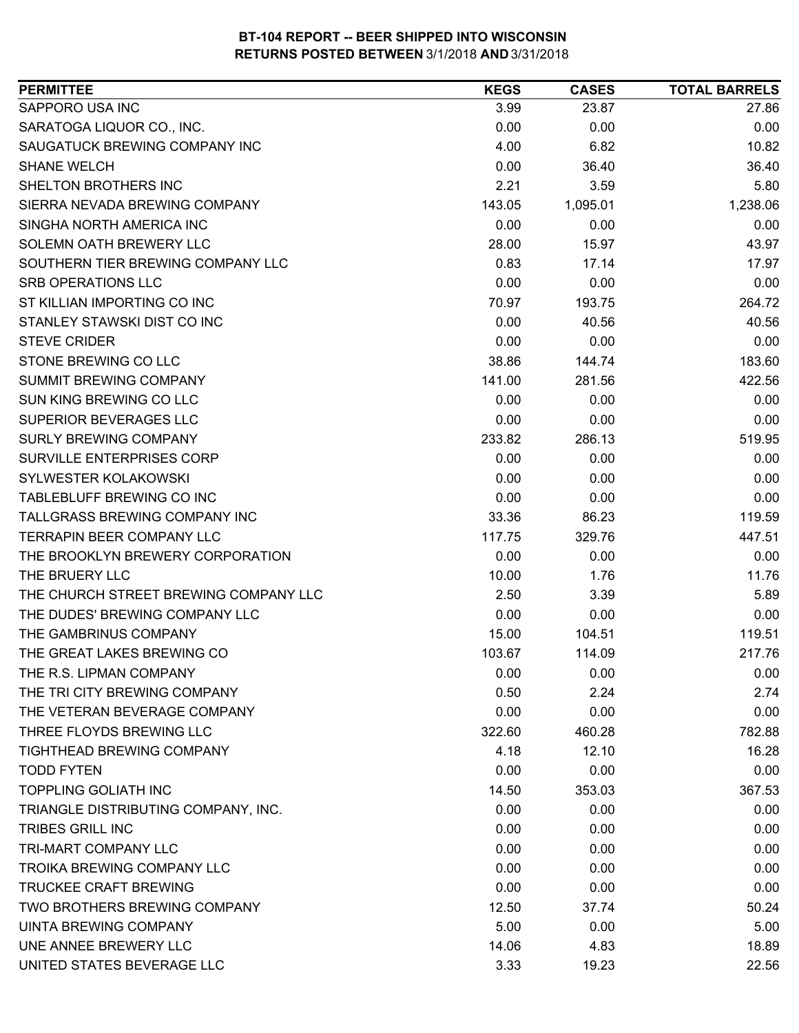**BT-104 REPORT -- BEER SHIPPED INTO WISCONSIN**
**RETURNS POSTED BETWEEN 3/1/2018 AND 3/31/2018**

| PERMITTEE | KEGS | CASES | TOTAL BARRELS |
|---|---|---|---|
| SAPPORO USA INC | 3.99 | 23.87 | 27.86 |
| SARATOGA LIQUOR CO., INC. | 0.00 | 0.00 | 0.00 |
| SAUGATUCK BREWING COMPANY INC | 4.00 | 6.82 | 10.82 |
| SHANE WELCH | 0.00 | 36.40 | 36.40 |
| SHELTON BROTHERS INC | 2.21 | 3.59 | 5.80 |
| SIERRA NEVADA BREWING COMPANY | 143.05 | 1,095.01 | 1,238.06 |
| SINGHA NORTH AMERICA INC | 0.00 | 0.00 | 0.00 |
| SOLEMN OATH BREWERY LLC | 28.00 | 15.97 | 43.97 |
| SOUTHERN TIER BREWING COMPANY LLC | 0.83 | 17.14 | 17.97 |
| SRB OPERATIONS LLC | 0.00 | 0.00 | 0.00 |
| ST KILLIAN IMPORTING CO INC | 70.97 | 193.75 | 264.72 |
| STANLEY STAWSKI DIST CO INC | 0.00 | 40.56 | 40.56 |
| STEVE CRIDER | 0.00 | 0.00 | 0.00 |
| STONE BREWING CO LLC | 38.86 | 144.74 | 183.60 |
| SUMMIT BREWING COMPANY | 141.00 | 281.56 | 422.56 |
| SUN KING BREWING CO LLC | 0.00 | 0.00 | 0.00 |
| SUPERIOR BEVERAGES LLC | 0.00 | 0.00 | 0.00 |
| SURLY BREWING COMPANY | 233.82 | 286.13 | 519.95 |
| SURVILLE ENTERPRISES CORP | 0.00 | 0.00 | 0.00 |
| SYLWESTER KOLAKOWSKI | 0.00 | 0.00 | 0.00 |
| TABLEBLUFF BREWING CO INC | 0.00 | 0.00 | 0.00 |
| TALLGRASS BREWING COMPANY INC | 33.36 | 86.23 | 119.59 |
| TERRAPIN BEER COMPANY LLC | 117.75 | 329.76 | 447.51 |
| THE BROOKLYN BREWERY CORPORATION | 0.00 | 0.00 | 0.00 |
| THE BRUERY LLC | 10.00 | 1.76 | 11.76 |
| THE CHURCH STREET BREWING COMPANY LLC | 2.50 | 3.39 | 5.89 |
| THE DUDES' BREWING COMPANY LLC | 0.00 | 0.00 | 0.00 |
| THE GAMBRINUS COMPANY | 15.00 | 104.51 | 119.51 |
| THE GREAT LAKES BREWING CO | 103.67 | 114.09 | 217.76 |
| THE R.S. LIPMAN COMPANY | 0.00 | 0.00 | 0.00 |
| THE TRI CITY BREWING COMPANY | 0.50 | 2.24 | 2.74 |
| THE VETERAN BEVERAGE COMPANY | 0.00 | 0.00 | 0.00 |
| THREE FLOYDS BREWING LLC | 322.60 | 460.28 | 782.88 |
| TIGHTHEAD BREWING COMPANY | 4.18 | 12.10 | 16.28 |
| TODD FYTEN | 0.00 | 0.00 | 0.00 |
| TOPPLING GOLIATH INC | 14.50 | 353.03 | 367.53 |
| TRIANGLE DISTRIBUTING COMPANY, INC. | 0.00 | 0.00 | 0.00 |
| TRIBES GRILL INC | 0.00 | 0.00 | 0.00 |
| TRI-MART COMPANY LLC | 0.00 | 0.00 | 0.00 |
| TROIKA BREWING COMPANY LLC | 0.00 | 0.00 | 0.00 |
| TRUCKEE CRAFT BREWING | 0.00 | 0.00 | 0.00 |
| TWO BROTHERS BREWING COMPANY | 12.50 | 37.74 | 50.24 |
| UINTA BREWING COMPANY | 5.00 | 0.00 | 5.00 |
| UNE ANNEE BREWERY LLC | 14.06 | 4.83 | 18.89 |
| UNITED STATES BEVERAGE LLC | 3.33 | 19.23 | 22.56 |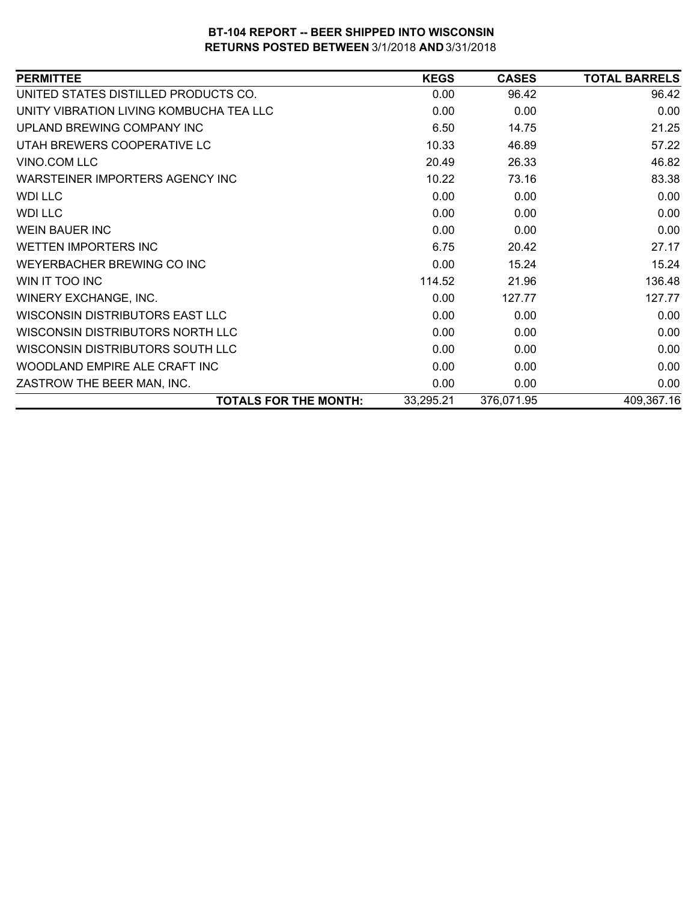**BT-104 REPORT -- BEER SHIPPED INTO WISCONSIN**
**RETURNS POSTED BETWEEN** 3/1/2018 **AND** 3/31/2018

| PERMITTEE | KEGS | CASES | TOTAL BARRELS |
|---|---|---|---|
| UNITED STATES DISTILLED PRODUCTS CO. | 0.00 | 96.42 | 96.42 |
| UNITY VIBRATION LIVING KOMBUCHA TEA LLC | 0.00 | 0.00 | 0.00 |
| UPLAND BREWING COMPANY INC | 6.50 | 14.75 | 21.25 |
| UTAH BREWERS COOPERATIVE LC | 10.33 | 46.89 | 57.22 |
| VINO.COM LLC | 20.49 | 26.33 | 46.82 |
| WARSTEINER IMPORTERS AGENCY INC | 10.22 | 73.16 | 83.38 |
| WDI LLC | 0.00 | 0.00 | 0.00 |
| WDI LLC | 0.00 | 0.00 | 0.00 |
| WEIN BAUER INC | 0.00 | 0.00 | 0.00 |
| WETTEN IMPORTERS INC | 6.75 | 20.42 | 27.17 |
| WEYERBACHER BREWING CO INC | 0.00 | 15.24 | 15.24 |
| WIN IT TOO INC | 114.52 | 21.96 | 136.48 |
| WINERY EXCHANGE, INC. | 0.00 | 127.77 | 127.77 |
| WISCONSIN DISTRIBUTORS EAST LLC | 0.00 | 0.00 | 0.00 |
| WISCONSIN DISTRIBUTORS NORTH LLC | 0.00 | 0.00 | 0.00 |
| WISCONSIN DISTRIBUTORS SOUTH LLC | 0.00 | 0.00 | 0.00 |
| WOODLAND EMPIRE ALE CRAFT INC | 0.00 | 0.00 | 0.00 |
| ZASTROW THE BEER MAN, INC. | 0.00 | 0.00 | 0.00 |
| **TOTALS FOR THE MONTH:** | 33,295.21 | 376,071.95 | 409,367.16 |